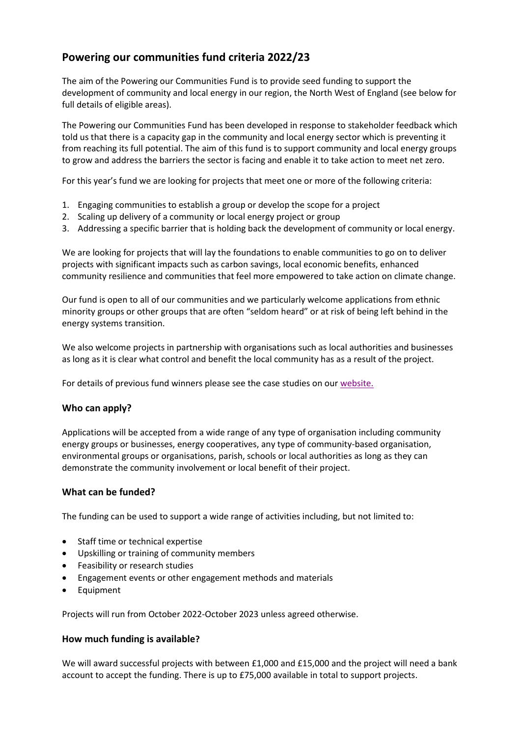# Powering our communities fund criteria 2022/23

The aim of the Powering our Communities Fund is to provide seed funding to support the development of community and local energy in our region, the North West of England (see below for full details of eligible areas).

The Powering our Communities Fund has been developed in response to stakeholder feedback which told us that there is a capacity gap in the community and local energy sector which is preventing it from reaching its full potential. The aim of this fund is to support community and local energy groups to grow and address the barriers the sector is facing and enable it to take action to meet net zero.

For this year's fund we are looking for projects that meet one or more of the following criteria:

1. Engaging communities to establish a group or develop the scope for a project
2. Scaling up delivery of a community or local energy project or group
3. Addressing a specific barrier that is holding back the development of community or local energy.

We are looking for projects that will lay the foundations to enable communities to go on to deliver projects with significant impacts such as carbon savings, local economic benefits, enhanced community resilience and communities that feel more empowered to take action on climate change.

Our fund is open to all of our communities and we particularly welcome applications from ethnic minority groups or other groups that are often "seldom heard" or at risk of being left behind in the energy systems transition.

We also welcome projects in partnership with organisations such as local authorities and businesses as long as it is clear what control and benefit the local community has as a result of the project.

For details of previous fund winners please see the case studies on our website.

### Who can apply?

Applications will be accepted from a wide range of any type of organisation including community energy groups or businesses, energy cooperatives, any type of community-based organisation, environmental groups or organisations, parish, schools or local authorities as long as they can demonstrate the community involvement or local benefit of their project.

### What can be funded?

The funding can be used to support a wide range of activities including, but not limited to:

- Staff time or technical expertise
- Upskilling or training of community members
- Feasibility or research studies
- Engagement events or other engagement methods and materials
- Equipment

Projects will run from October 2022-October 2023 unless agreed otherwise.

### How much funding is available?

We will award successful projects with between £1,000 and £15,000 and the project will need a bank account to accept the funding. There is up to £75,000 available in total to support projects.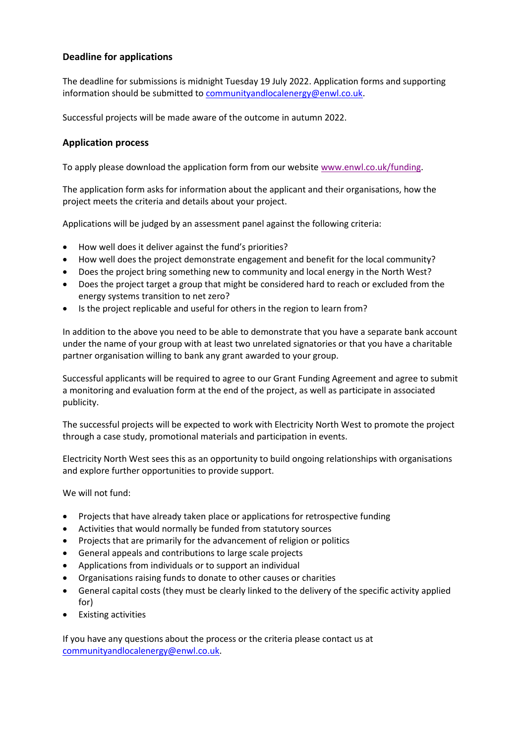### Deadline for applications

The deadline for submissions is midnight Tuesday 19 July 2022. Application forms and supporting information should be submitted to communityandlocalenergy@enwl.co.uk.

Successful projects will be made aware of the outcome in autumn 2022.

### Application process

To apply please download the application form from our website www.enwl.co.uk/funding.

The application form asks for information about the applicant and their organisations, how the project meets the criteria and details about your project.

Applications will be judged by an assessment panel against the following criteria:

- How well does it deliver against the fund's priorities?
- How well does the project demonstrate engagement and benefit for the local community?
- Does the project bring something new to community and local energy in the North West?
- Does the project target a group that might be considered hard to reach or excluded from the energy systems transition to net zero?
- Is the project replicable and useful for others in the region to learn from?

In addition to the above you need to be able to demonstrate that you have a separate bank account under the name of your group with at least two unrelated signatories or that you have a charitable partner organisation willing to bank any grant awarded to your group.

Successful applicants will be required to agree to our Grant Funding Agreement and agree to submit a monitoring and evaluation form at the end of the project, as well as participate in associated publicity.

The successful projects will be expected to work with Electricity North West to promote the project through a case study, promotional materials and participation in events.

Electricity North West sees this as an opportunity to build ongoing relationships with organisations and explore further opportunities to provide support.

We will not fund:

- Projects that have already taken place or applications for retrospective funding
- Activities that would normally be funded from statutory sources
- Projects that are primarily for the advancement of religion or politics
- General appeals and contributions to large scale projects
- Applications from individuals or to support an individual
- Organisations raising funds to donate to other causes or charities
- General capital costs (they must be clearly linked to the delivery of the specific activity applied for)
- Existing activities

If you have any questions about the process or the criteria please contact us at communityandlocalenergy@enwl.co.uk.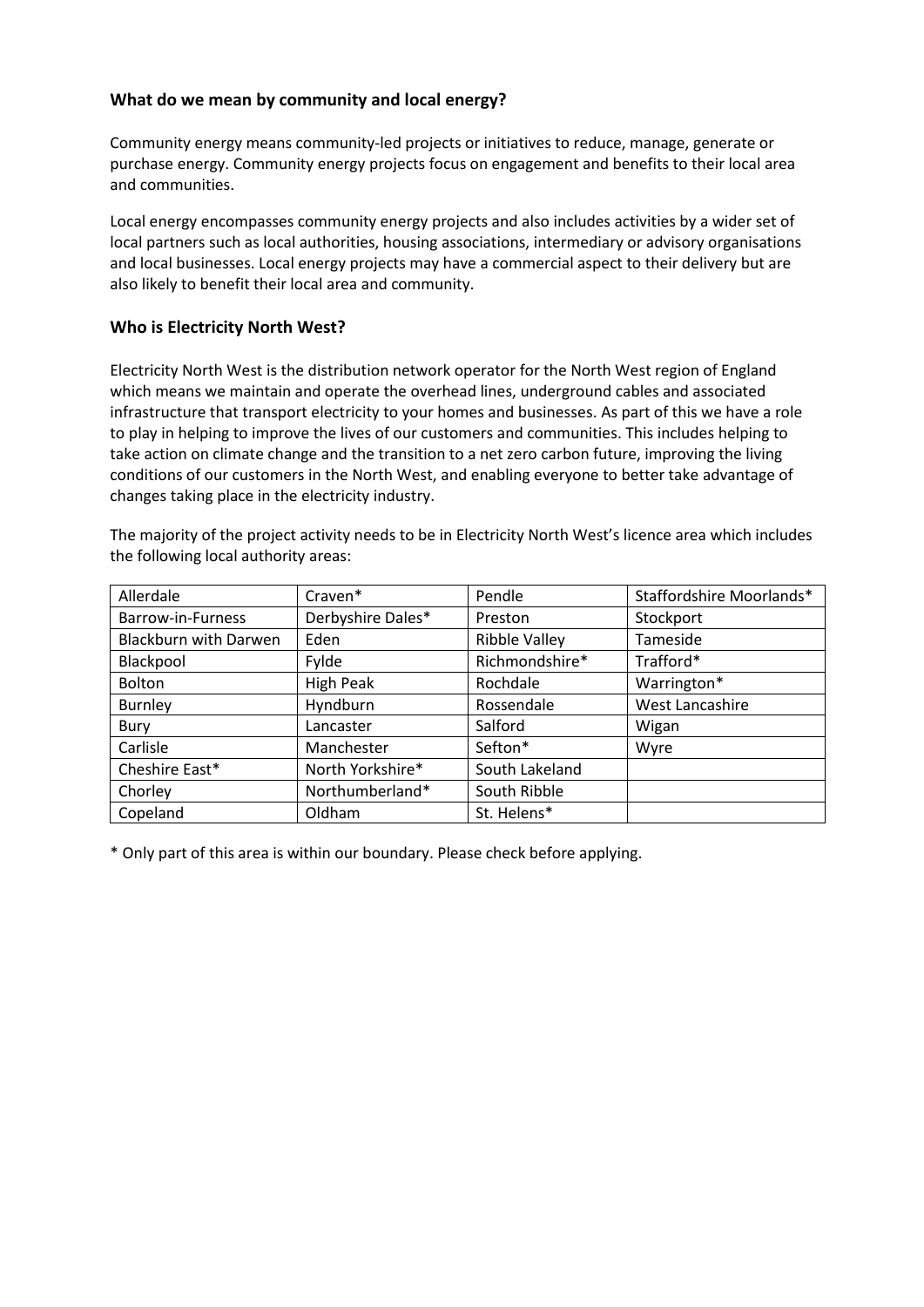### What do we mean by community and local energy?

Community energy means community-led projects or initiatives to reduce, manage, generate or purchase energy. Community energy projects focus on engagement and benefits to their local area and communities.

Local energy encompasses community energy projects and also includes activities by a wider set of local partners such as local authorities, housing associations, intermediary or advisory organisations and local businesses. Local energy projects may have a commercial aspect to their delivery but are also likely to benefit their local area and community.

### Who is Electricity North West?

Electricity North West is the distribution network operator for the North West region of England which means we maintain and operate the overhead lines, underground cables and associated infrastructure that transport electricity to your homes and businesses. As part of this we have a role to play in helping to improve the lives of our customers and communities. This includes helping to take action on climate change and the transition to a net zero carbon future, improving the living conditions of our customers in the North West, and enabling everyone to better take advantage of changes taking place in the electricity industry.

The majority of the project activity needs to be in Electricity North West's licence area which includes the following local authority areas:

| | | | |
|---|---|---|---|
| Allerdale | Craven* | Pendle | Staffordshire Moorlands* |
| Barrow-in-Furness | Derbyshire Dales* | Preston | Stockport |
| Blackburn with Darwen | Eden | Ribble Valley | Tameside |
| Blackpool | Fylde | Richmondshire* | Trafford* |
| Bolton | High Peak | Rochdale | Warrington* |
| Burnley | Hyndburn | Rossendale | West Lancashire |
| Bury | Lancaster | Salford | Wigan |
| Carlisle | Manchester | Sefton* | Wyre |
| Cheshire East* | North Yorkshire* | South Lakeland | |
| Chorley | Northumberland* | South Ribble | |
| Copeland | Oldham | St. Helens* | |

* Only part of this area is within our boundary. Please check before applying.